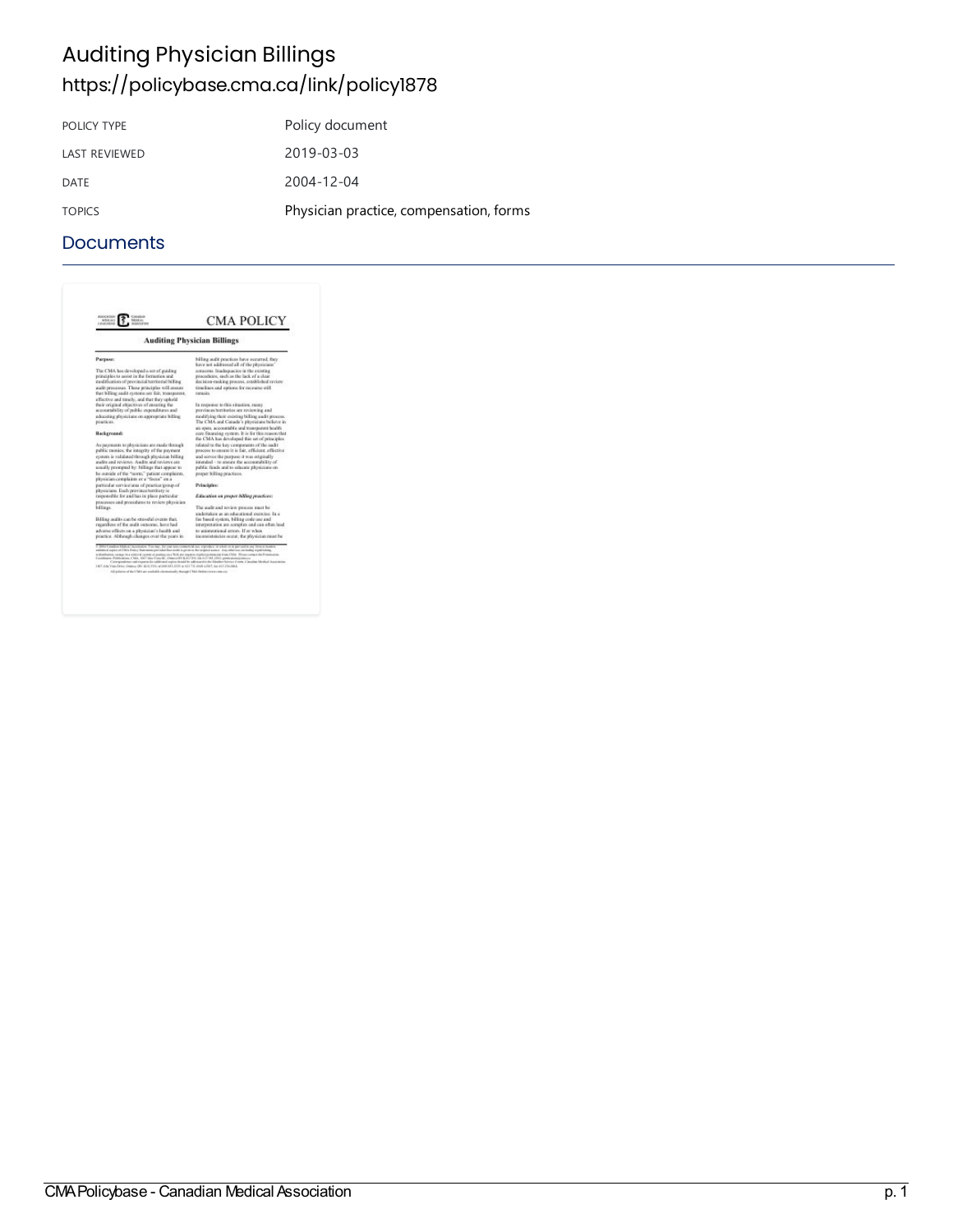# Auditing Physician Billings

https://policybase.cma.ca/link/policy1878

| POLICY TYPE | Policy document |
| --- | --- |
| LAST REVIEWED | 2019-03-03 |
| DATE | 2004-12-04 |
| TOPICS | Physician practice, compensation, forms |

## Documents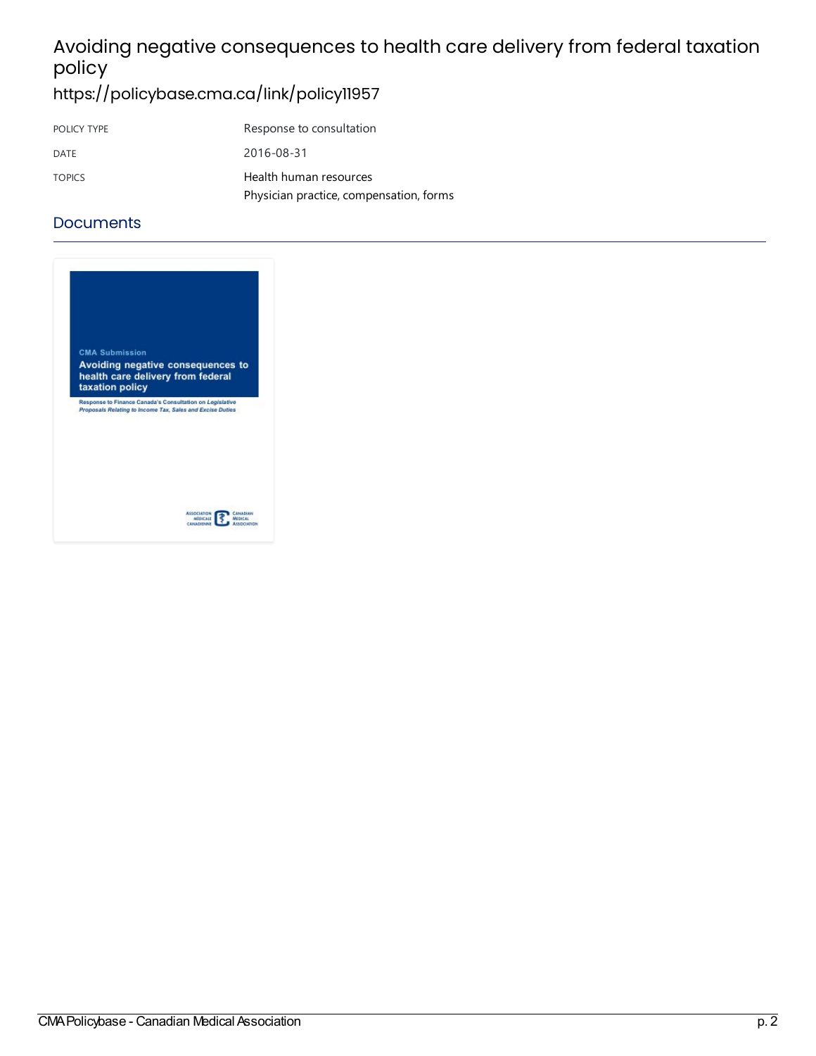# Avoiding negative consequences to health care delivery from federal taxation policy

https://policybase.cma.ca/link/policy11957

| POLICY TYPE | Response to consultation |
| --- | --- |
| DATE | 2016-08-31 |
| TOPICS | Health human resources<br>Physician practice, compensation, forms |

## Documents

CMA Submission

**Avoiding negative consequences to health care delivery from federal taxation policy**

Response to Finance Canada's Consultation on *Legislative Proposals Relating to Income Tax, Sales and Excise Duties*

ASSOCIATION MÉDICALE CANADIENNE CANADIAN MEDICAL ASSOCIATION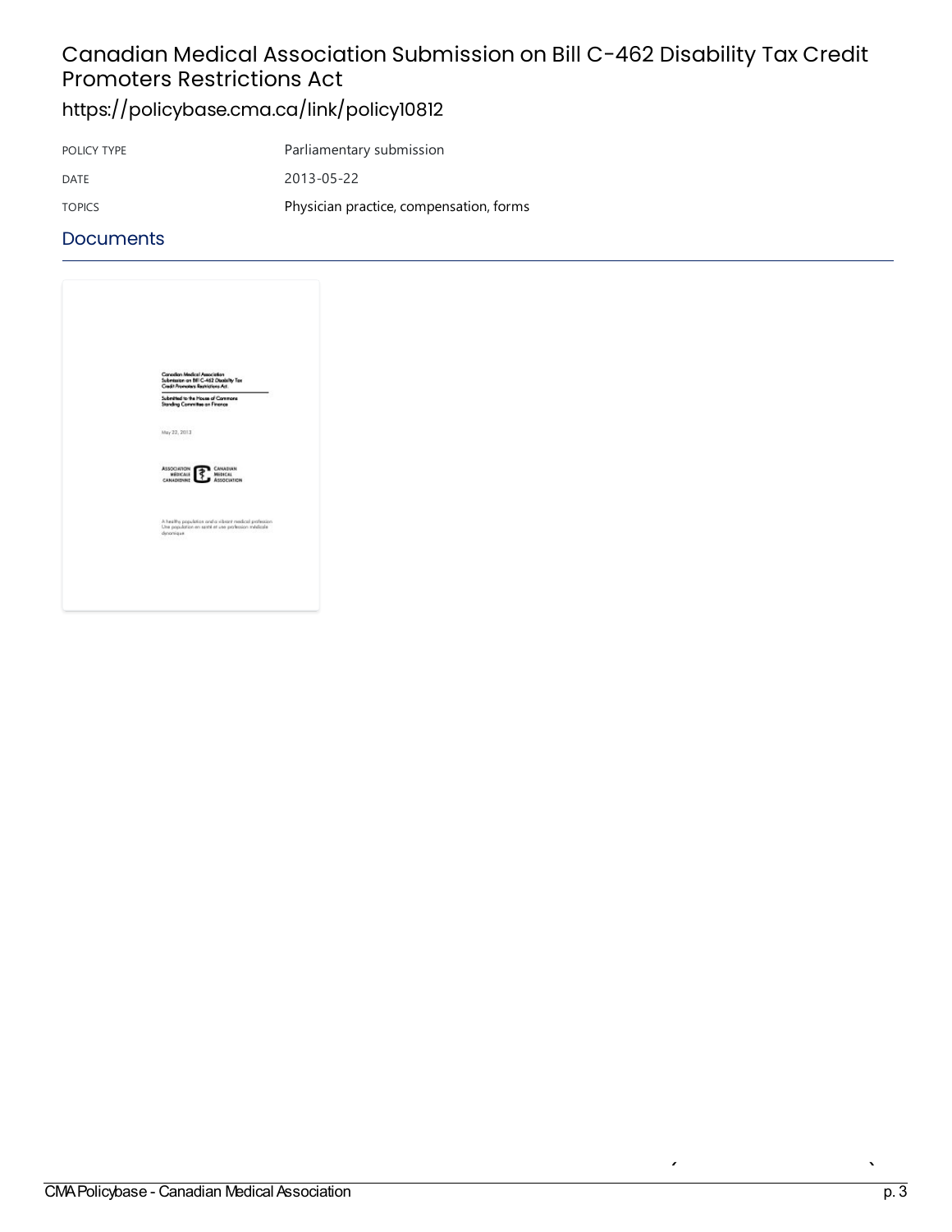# Canadian Medical Association Submission on Bill C-462 Disability Tax Credit Promoters Restrictions Act

https://policybase.cma.ca/link/policy10812

| | |
|---|---|
| POLICY TYPE | Parliamentary submission |
| DATE | 2013-05-22 |
| TOPICS | Physician practice, compensation, forms |

## Documents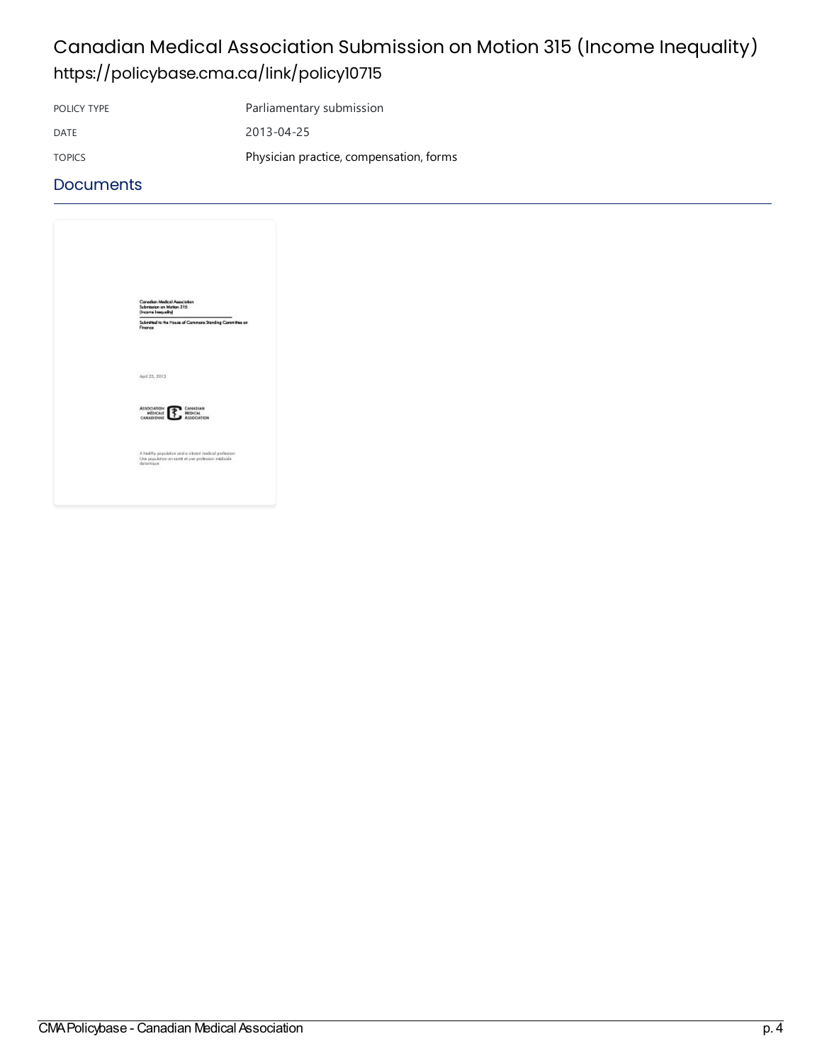# Canadian Medical Association Submission on Motion 315 (Income Inequality)

https://policybase.cma.ca/link/policy10715

| | |
|---|---|
| POLICY TYPE | Parliamentary submission |
| DATE | 2013-04-25 |
| TOPICS | Physician practice, compensation, forms |

## Documents

Canadian Medical Association Submission on Motion 315 (Income Inequality)

Submitted to the House of Commons Standing Committee on Finance

April 25, 2013

ASSOCIATION MÉDICALE CANADIENNE CANADIAN MEDICAL ASSOCIATION

A healthy population and a vibrant medical profession
Une population en santé et une profession médicale dynamique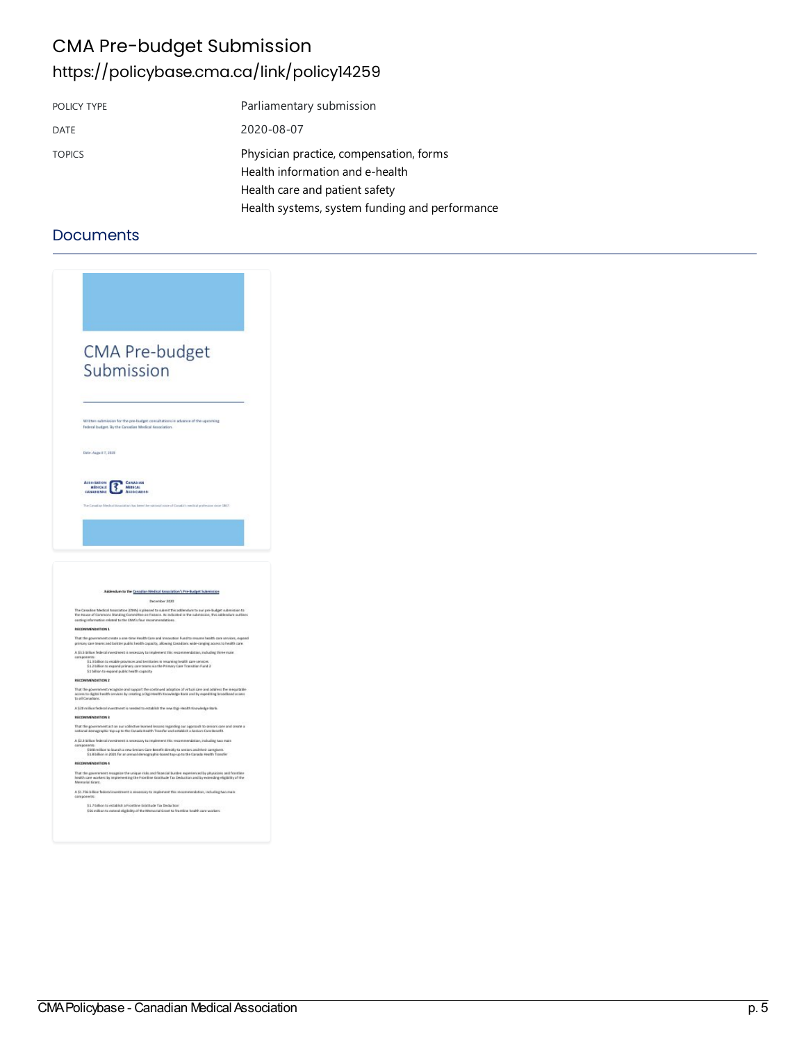# CMA Pre-budget Submission

https://policybase.cma.ca/link/policy14259

| POLICY TYPE | Parliamentary submission |
|---|---|
| DATE | 2020-08-07 |
| TOPICS | Physician practice, compensation, forms<br>Health information and e-health<br>Health care and patient safety<br>Health systems, system funding and performance |

## Documents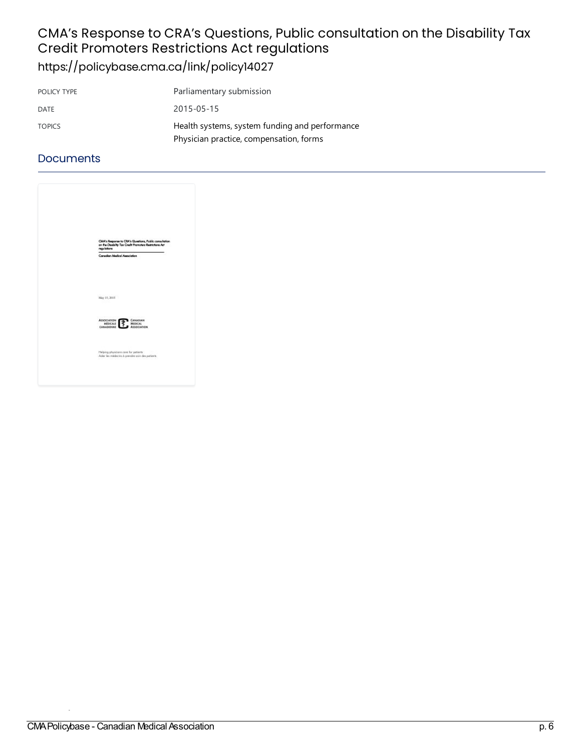# CMA's Response to CRA's Questions, Public consultation on the Disability Tax Credit Promoters Restrictions Act regulations

https://policybase.cma.ca/link/policy14027

| POLICY TYPE | Parliamentary submission |
| --- | --- |
| DATE | 2015-05-15 |
| TOPICS | Health systems, system funding and performance<br>Physician practice, compensation, forms |

## Documents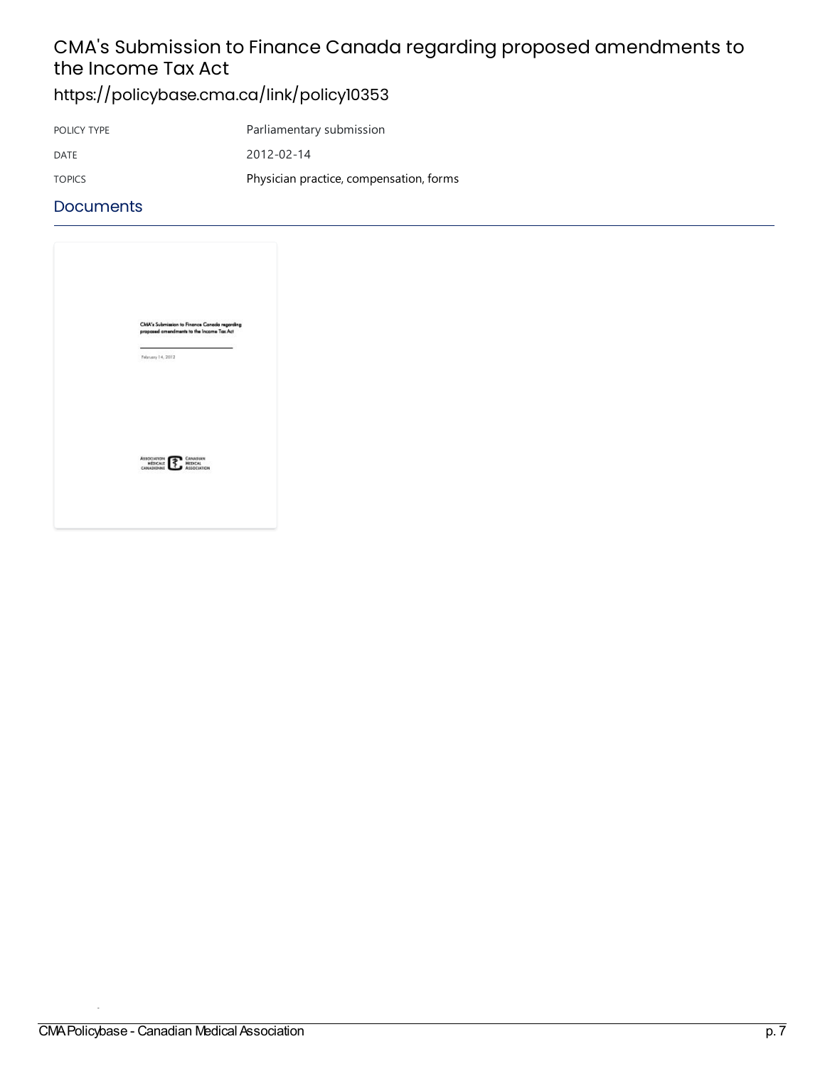# CMA's Submission to Finance Canada regarding proposed amendments to the Income Tax Act

## https://policybase.cma.ca/link/policy10353

| | |
|---|---|
| POLICY TYPE | Parliamentary submission |
| DATE | 2012-02-14 |
| TOPICS | Physician practice, compensation, forms |

## Documents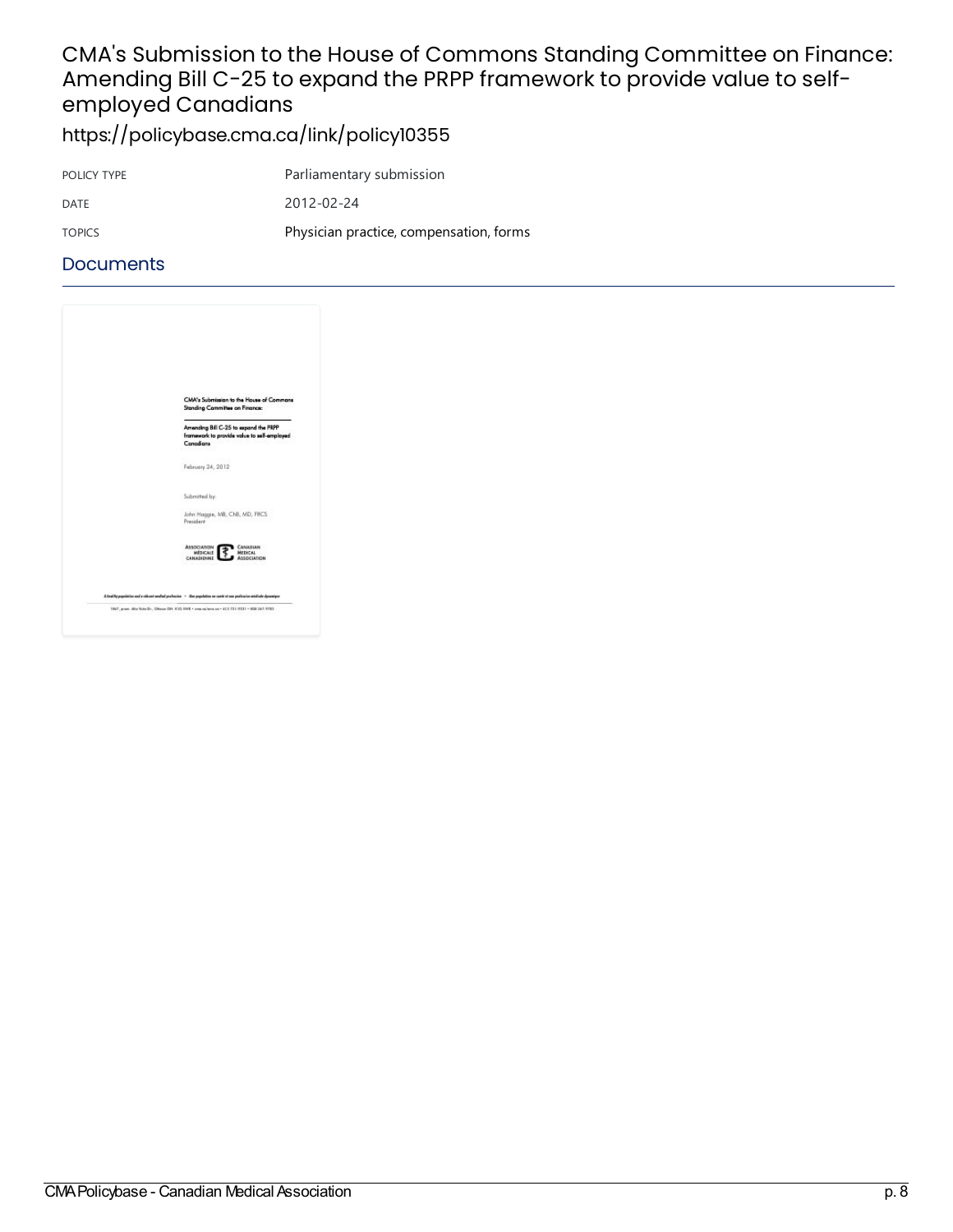# CMA's Submission to the House of Commons Standing Committee on Finance: Amending Bill C-25 to expand the PRPP framework to provide value to self-employed Canadians

https://policybase.cma.ca/link/policy10355

| | |
|---|---|
| POLICY TYPE | Parliamentary submission |
| DATE | 2012-02-24 |
| TOPICS | Physician practice, compensation, forms |

## Documents

CMA's Submission to the House of Commons Standing Committee on Finance:

Amending Bill C-25 to expand the PRPP framework to provide value to self-employed Canadians

February 24, 2012

Submitted by:

John Haggie, MB, ChB, MD, FRCS
President

ASSOCIATION MÉDICALE CANADIENNE | CANADIAN MEDICAL ASSOCIATION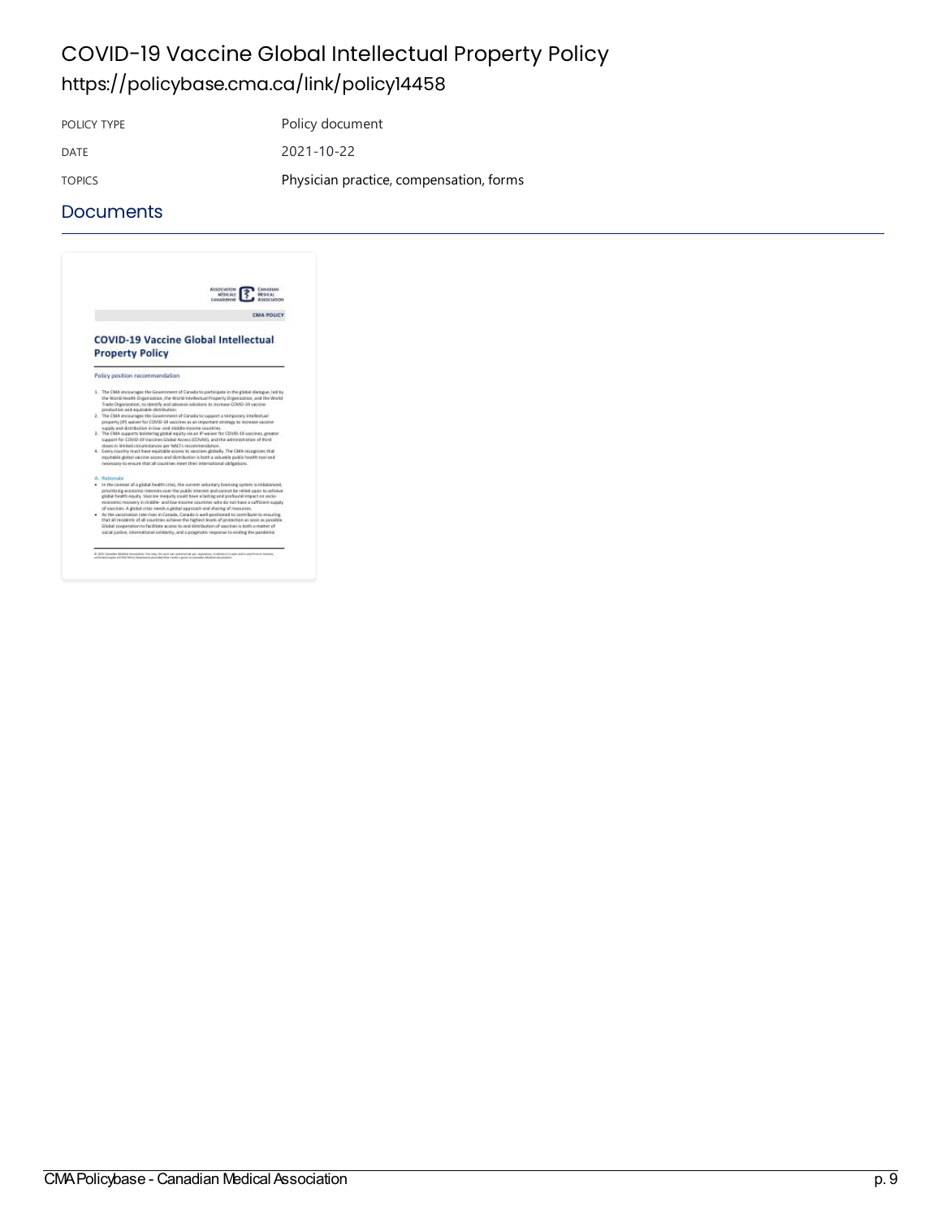# COVID-19 Vaccine Global Intellectual Property Policy

https://policybase.cma.ca/link/policy14458

| | |
|---|---|
| POLICY TYPE | Policy document |
| DATE | 2021-10-22 |
| TOPICS | Physician practice, compensation, forms |

## Documents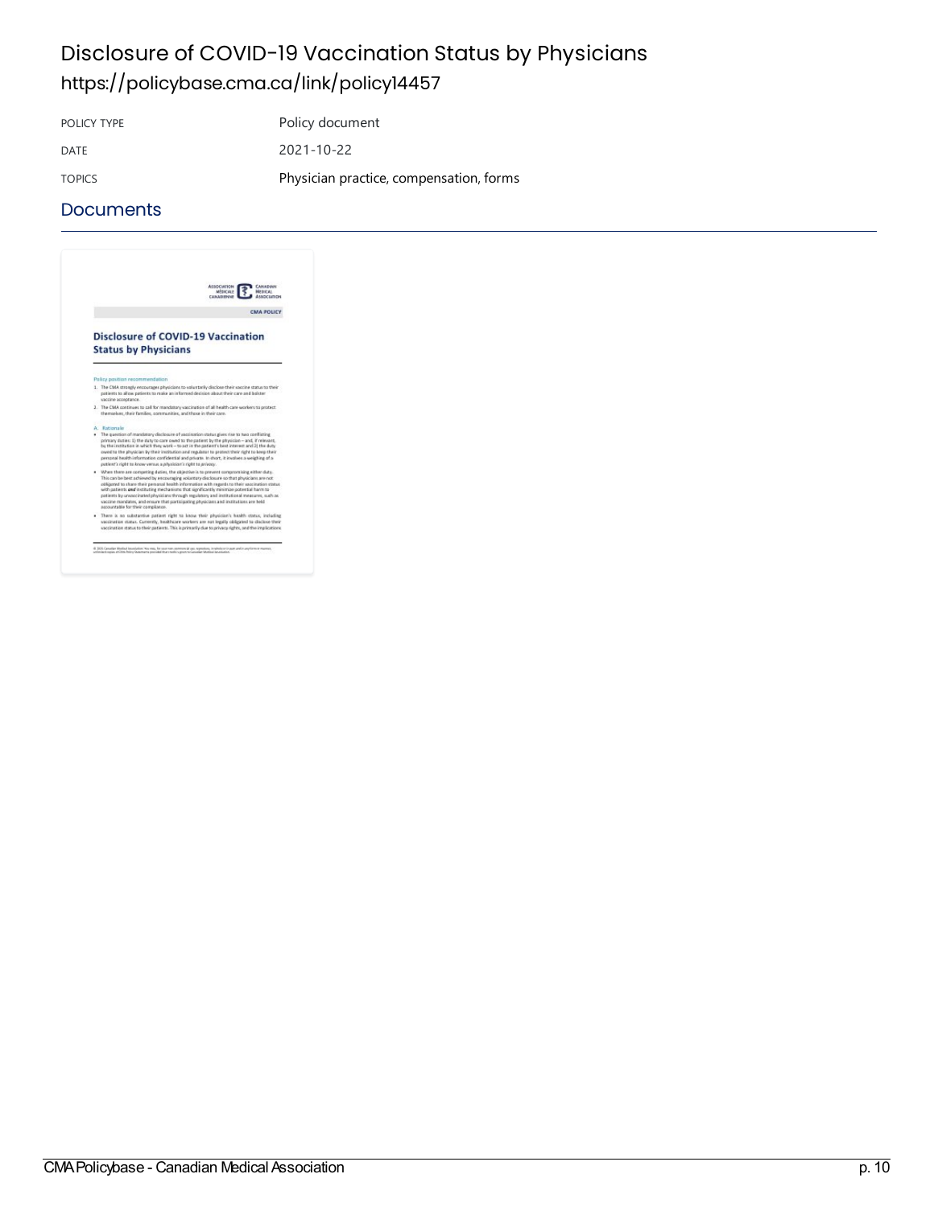# Disclosure of COVID-19 Vaccination Status by Physicians

https://policybase.cma.ca/link/policy14457

| | |
|---|---|
| POLICY TYPE | Policy document |
| DATE | 2021-10-22 |
| TOPICS | Physician practice, compensation, forms |

## Documents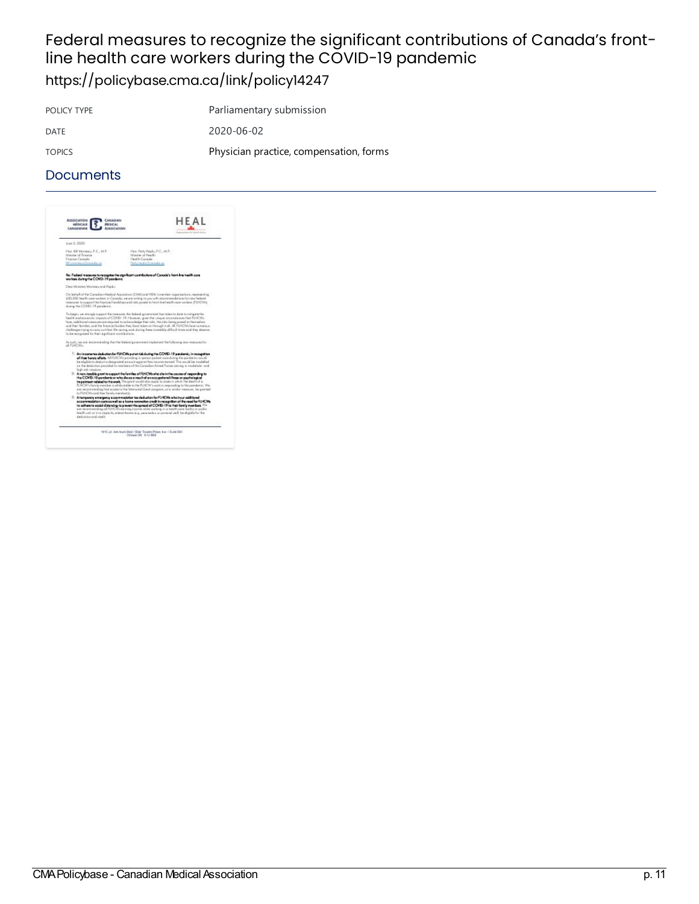# Federal measures to recognize the significant contributions of Canada's front-line health care workers during the COVID-19 pandemic

https://policybase.cma.ca/link/policy14247

| | |
|---|---|
| POLICY TYPE | Parliamentary submission |
| DATE | 2020-06-02 |
| TOPICS | Physician practice, compensation, forms |

## Documents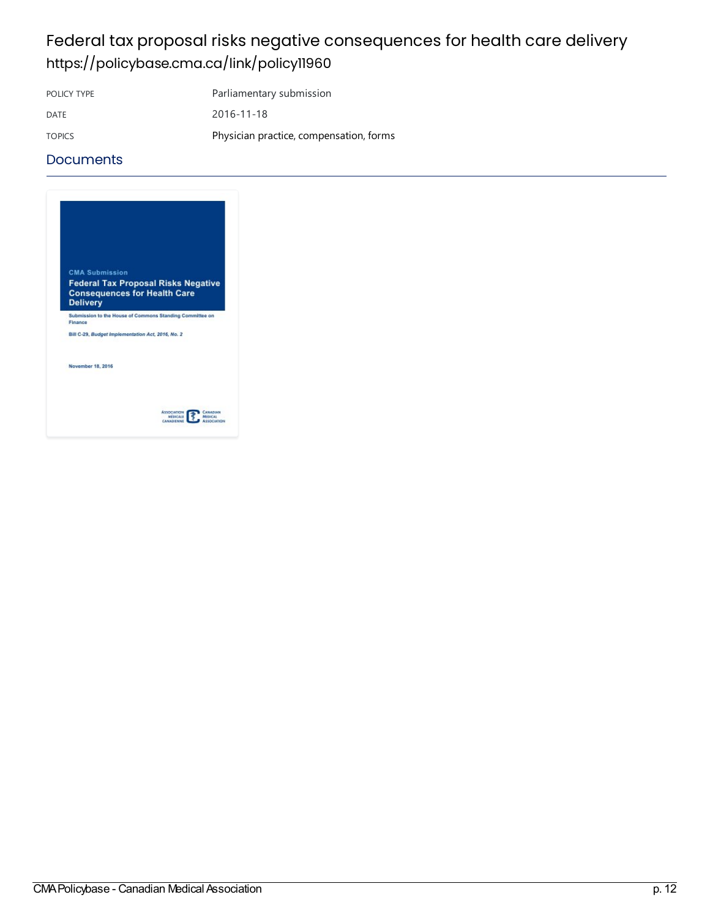# Federal tax proposal risks negative consequences for health care delivery

https://policybase.cma.ca/link/policy11960

| | |
|---|---|
| POLICY TYPE | Parliamentary submission |
| DATE | 2016-11-18 |
| TOPICS | Physician practice, compensation, forms |

## Documents

CMA Submission

**Federal Tax Proposal Risks Negative Consequences for Health Care Delivery**

**Submission to the House of Commons Standing Committee on Finance**

**Bill C-29, *Budget Implementation Act, 2016, No. 2***

**November 18, 2016**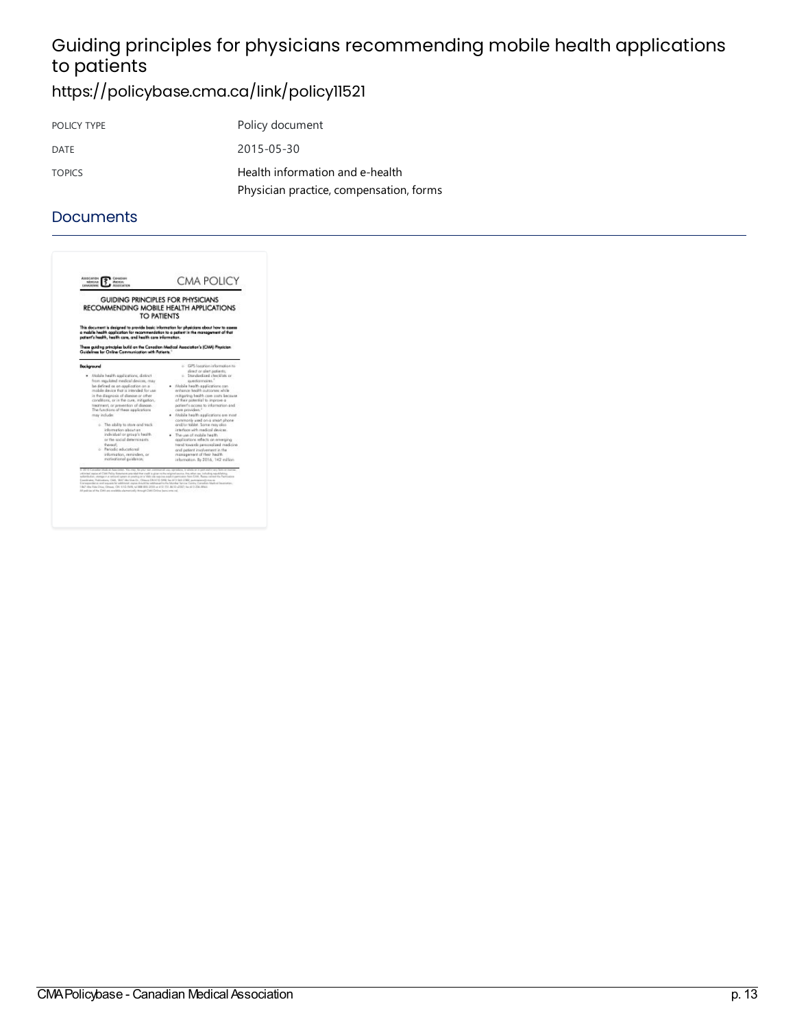# Guiding principles for physicians recommending mobile health applications to patients

https://policybase.cma.ca/link/policy11521

| POLICY TYPE | Policy document |
| --- | --- |
| DATE | 2015-05-30 |
| TOPICS | Health information and e-health<br>Physician practice, compensation, forms |

## Documents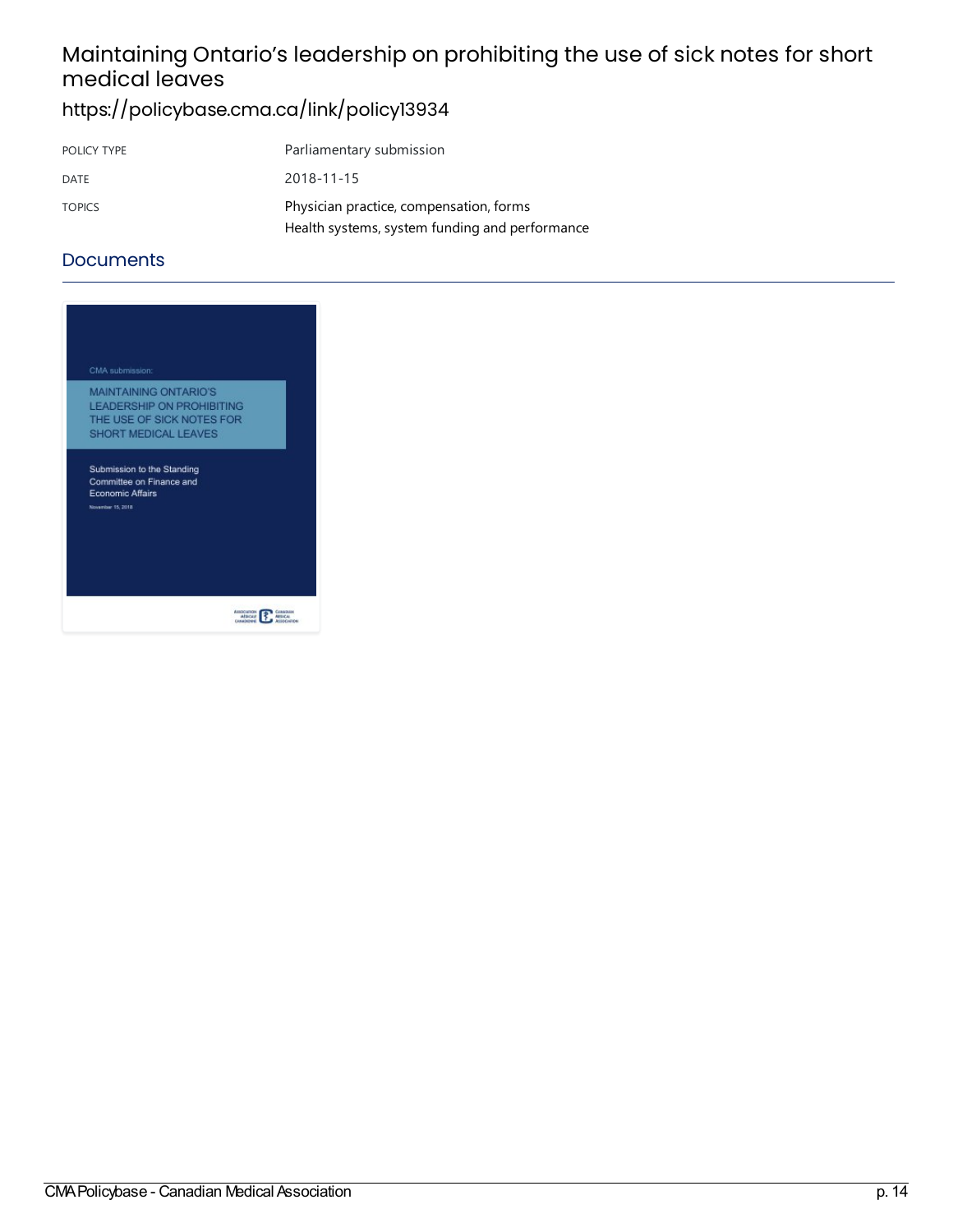# Maintaining Ontario's leadership on prohibiting the use of sick notes for short medical leaves

https://policybase.cma.ca/link/policy13934

| POLICY TYPE | Parliamentary submission |
|---|---|
| DATE | 2018-11-15 |
| TOPICS | Physician practice, compensation, forms<br>Health systems, system funding and performance |

## Documents

CMA submission:

MAINTAINING ONTARIO'S LEADERSHIP ON PROHIBITING THE USE OF SICK NOTES FOR SHORT MEDICAL LEAVES

Submission to the Standing Committee on Finance and Economic Affairs

November 15, 2018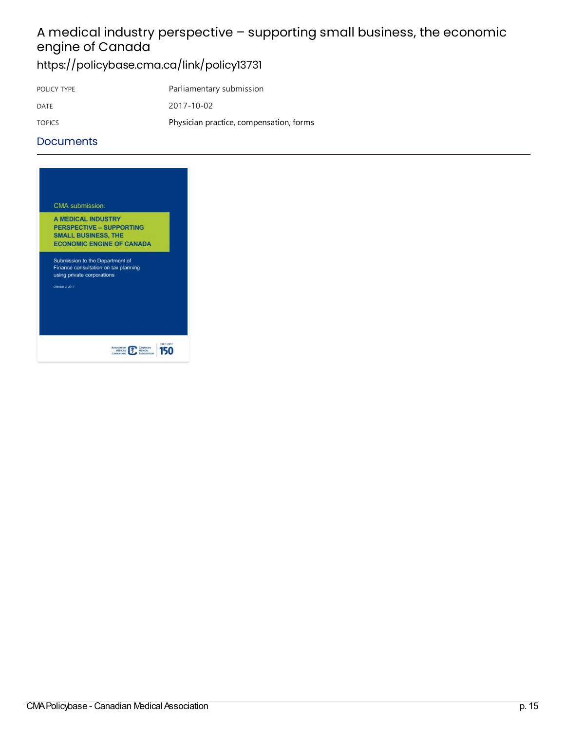# A medical industry perspective – supporting small business, the economic engine of Canada

https://policybase.cma.ca/link/policy13731

| | |
|---|---|
| POLICY TYPE | Parliamentary submission |
| DATE | 2017-10-02 |
| TOPICS | Physician practice, compensation, forms |

## Documents

CMA submission:

A MEDICAL INDUSTRY PERSPECTIVE – SUPPORTING SMALL BUSINESS, THE ECONOMIC ENGINE OF CANADA

Submission to the Department of Finance consultation on tax planning using private corporations

October 2, 2017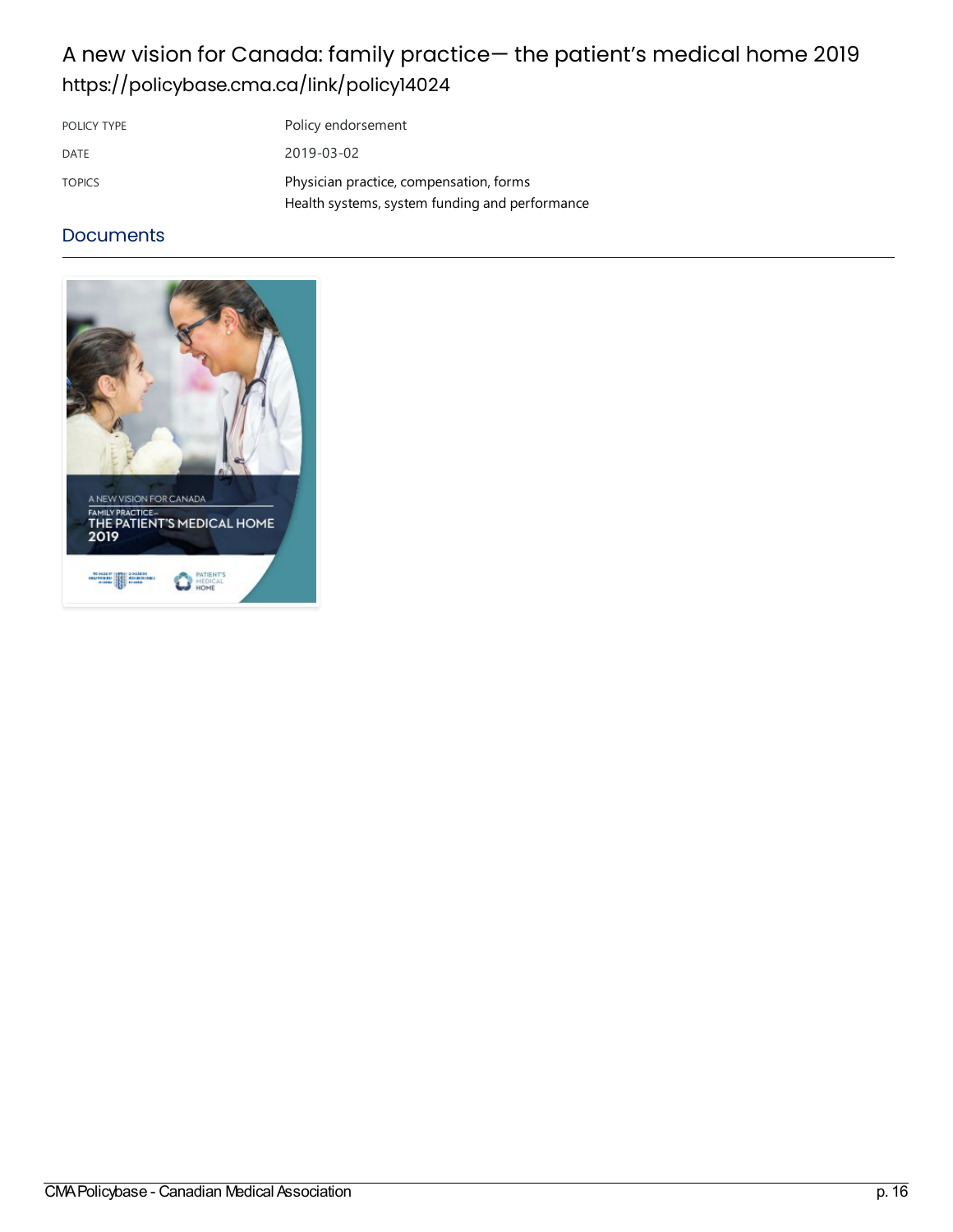# A new vision for Canada: family practice— the patient's medical home 2019

https://policybase.cma.ca/link/policy14024

| | |
|---|---|
| POLICY TYPE | Policy endorsement |
| DATE | 2019-03-02 |
| TOPICS | Physician practice, compensation, forms<br>Health systems, system funding and performance |

## Documents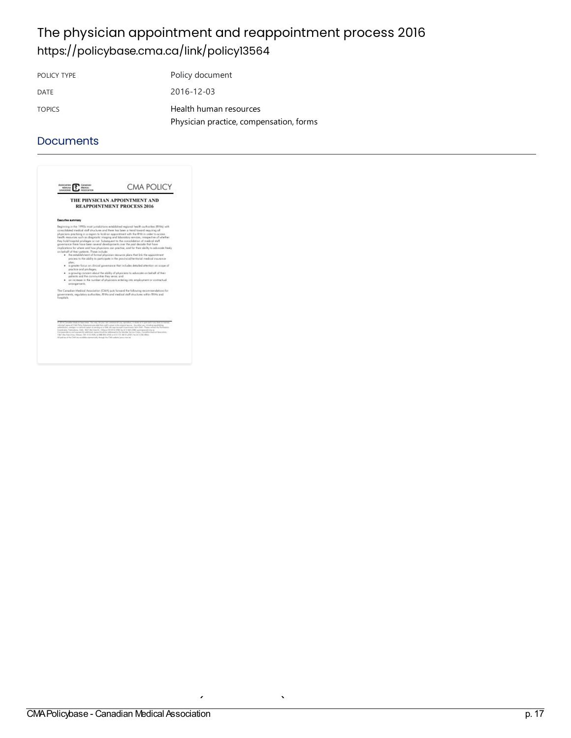# The physician appointment and reappointment process 2016

https://policybase.cma.ca/link/policy13564

| | |
|---|---|
| POLICY TYPE | Policy document |
| DATE | 2016-12-03 |
| TOPICS | Health human resources<br>Physician practice, compensation, forms |

## Documents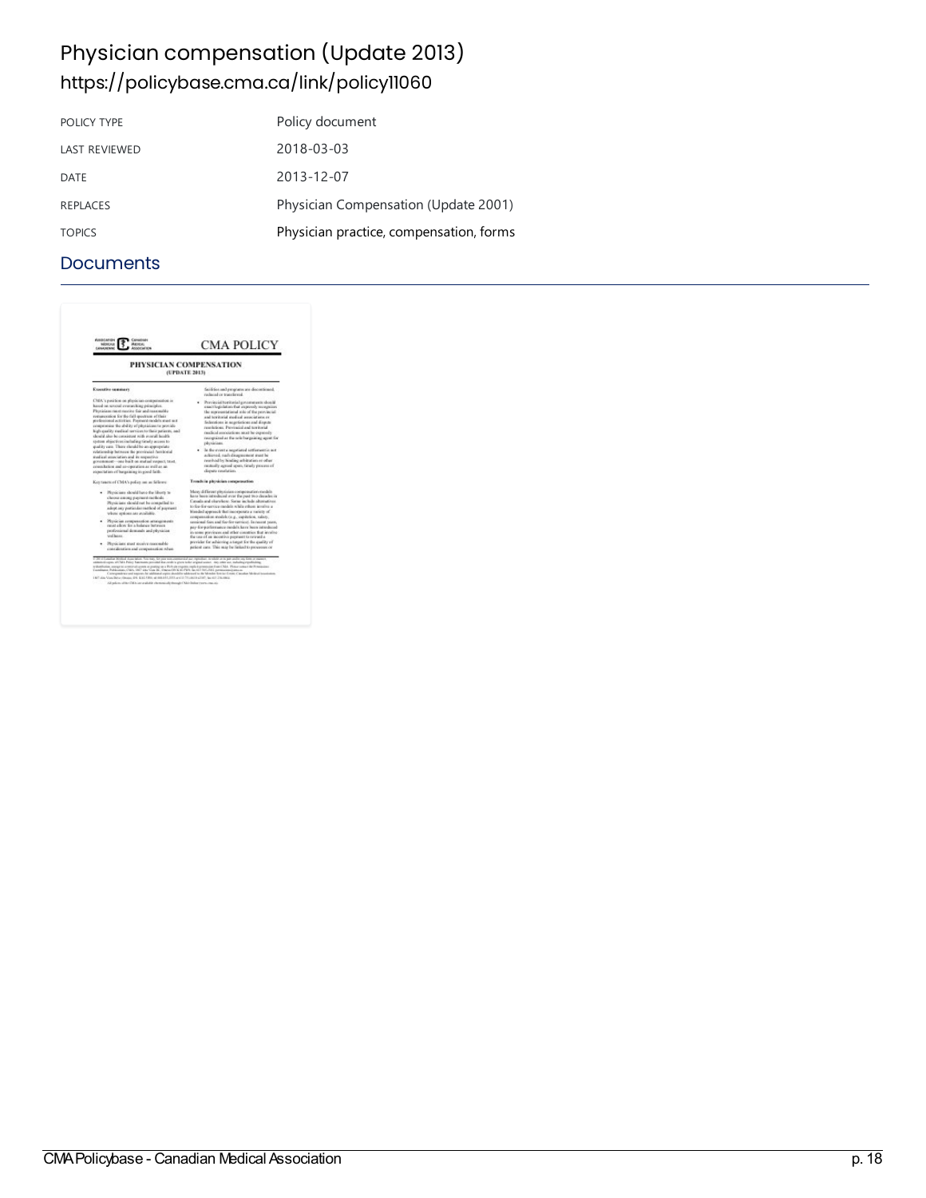# Physician compensation (Update 2013)

https://policybase.cma.ca/link/policy11060

| | |
|---|---|
| POLICY TYPE | Policy document |
| LAST REVIEWED | 2018-03-03 |
| DATE | 2013-12-07 |
| REPLACES | Physician Compensation (Update 2001) |
| TOPICS | Physician practice, compensation, forms |

## Documents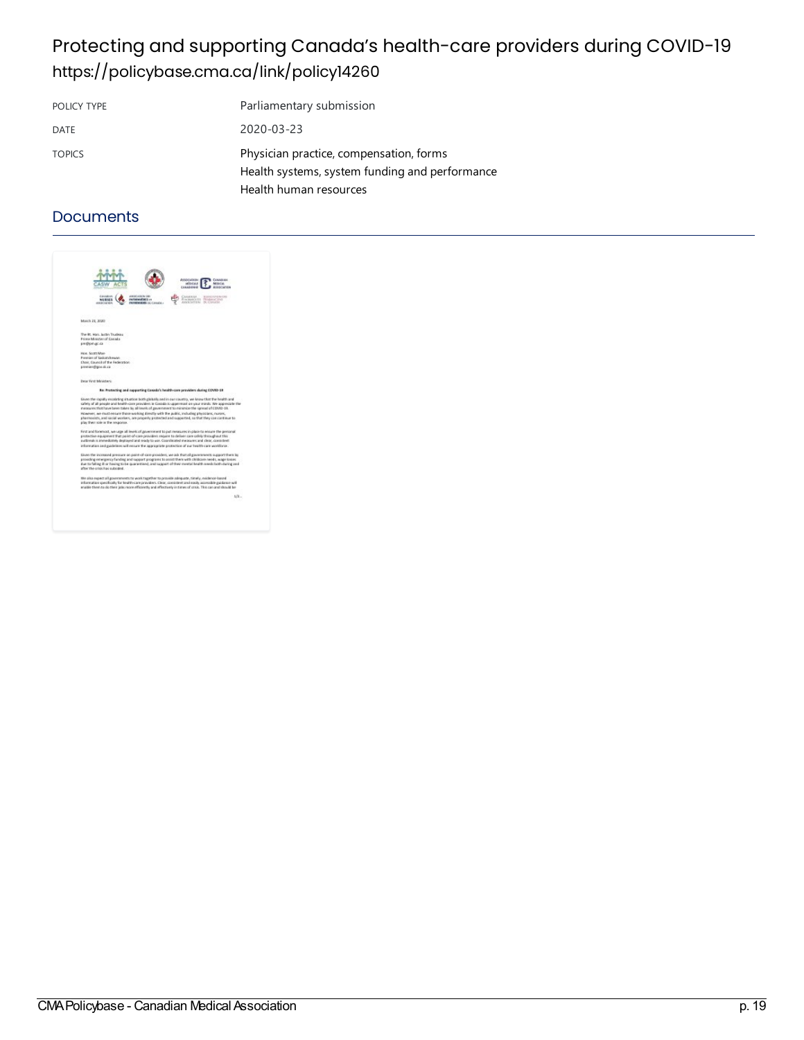# Protecting and supporting Canada's health-care providers during COVID-19

https://policybase.cma.ca/link/policy14260

| | |
|---|---|
| POLICY TYPE | Parliamentary submission |
| DATE | 2020-03-23 |
| TOPICS | Physician practice, compensation, forms<br>Health systems, system funding and performance<br>Health human resources |

## Documents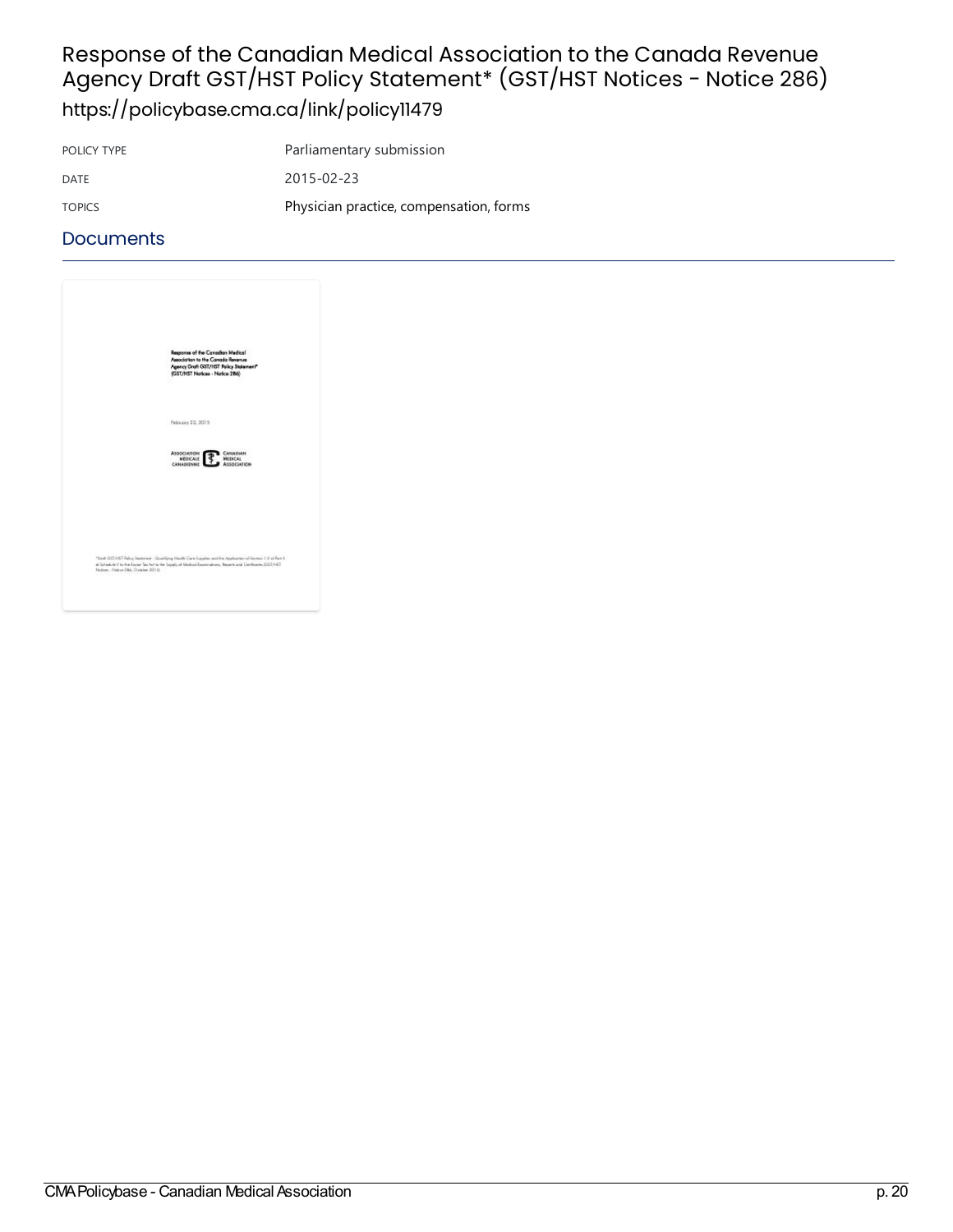# Response of the Canadian Medical Association to the Canada Revenue Agency Draft GST/HST Policy Statement* (GST/HST Notices - Notice 286)

https://policybase.cma.ca/link/policy11479

| | |
|---|---|
| POLICY TYPE | Parliamentary submission |
| DATE | 2015-02-23 |
| TOPICS | Physician practice, compensation, forms |

## Documents

Response of the Canadian Medical Association to the Canada Revenue Agency Draft GST/HST Policy Statement* (GST/HST Notices - Notice 286)

February 23, 2015

ASSOCIATION MÉDICALE CANADIENNE CANADIAN MEDICAL ASSOCIATION

*Draft GST/HST Policy Statement - Qualifying Health Care Supplies and the Application of Section 1.2 of Part II of Schedule V to the Excise Tax Act to the Supply of Medical Examinations, Reports and Certificates (GST/HST Notices - Notice 286, October 2014)